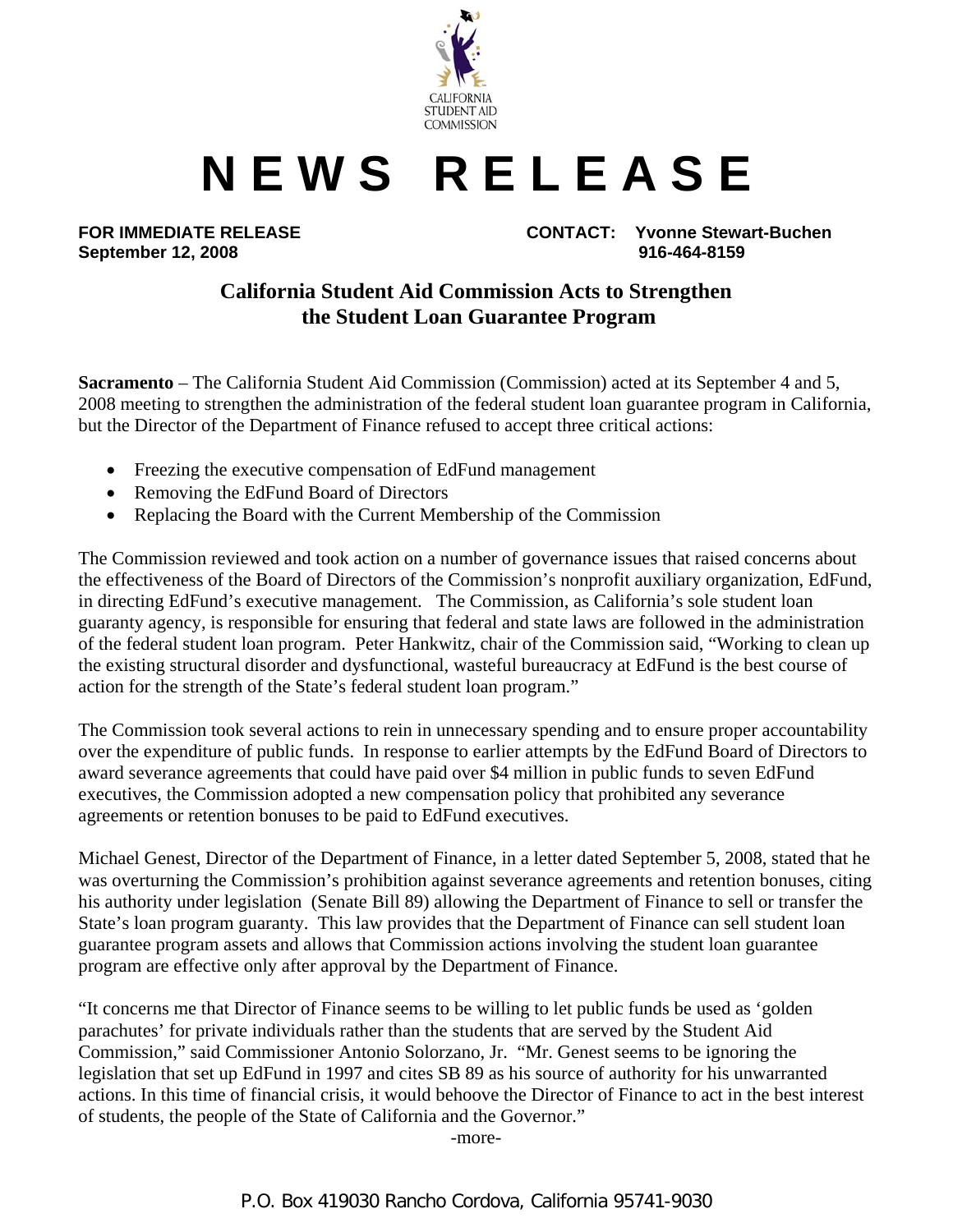CALIFORNIA STUDENT AID COMMISSION

# NEWS RELEASE

**FOR IMMEDIATE RELEASE**
**September 12, 2008**

**CONTACT: Yvonne Stewart-Buchen**
**916-464-8159**

## California Student Aid Commission Acts to Strengthen the Student Loan Guarantee Program

**Sacramento** – The California Student Aid Commission (Commission) acted at its September 4 and 5, 2008 meeting to strengthen the administration of the federal student loan guarantee program in California, but the Director of the Department of Finance refused to accept three critical actions:

- Freezing the executive compensation of EdFund management
- Removing the EdFund Board of Directors
- Replacing the Board with the Current Membership of the Commission

The Commission reviewed and took action on a number of governance issues that raised concerns about the effectiveness of the Board of Directors of the Commission's nonprofit auxiliary organization, EdFund, in directing EdFund's executive management. The Commission, as California's sole student loan guaranty agency, is responsible for ensuring that federal and state laws are followed in the administration of the federal student loan program. Peter Hankwitz, chair of the Commission said, "Working to clean up the existing structural disorder and dysfunctional, wasteful bureaucracy at EdFund is the best course of action for the strength of the State's federal student loan program."

The Commission took several actions to rein in unnecessary spending and to ensure proper accountability over the expenditure of public funds. In response to earlier attempts by the EdFund Board of Directors to award severance agreements that could have paid over $4 million in public funds to seven EdFund executives, the Commission adopted a new compensation policy that prohibited any severance agreements or retention bonuses to be paid to EdFund executives.

Michael Genest, Director of the Department of Finance, in a letter dated September 5, 2008, stated that he was overturning the Commission's prohibition against severance agreements and retention bonuses, citing his authority under legislation (Senate Bill 89) allowing the Department of Finance to sell or transfer the State's loan program guaranty. This law provides that the Department of Finance can sell student loan guarantee program assets and allows that Commission actions involving the student loan guarantee program are effective only after approval by the Department of Finance.

"It concerns me that Director of Finance seems to be willing to let public funds be used as 'golden parachutes' for private individuals rather than the students that are served by the Student Aid Commission," said Commissioner Antonio Solorzano, Jr. "Mr. Genest seems to be ignoring the legislation that set up EdFund in 1997 and cites SB 89 as his source of authority for his unwarranted actions. In this time of financial crisis, it would behoove the Director of Finance to act in the best interest of students, the people of the State of California and the Governor."

-more-

P.O. Box 419030 Rancho Cordova, California 95741-9030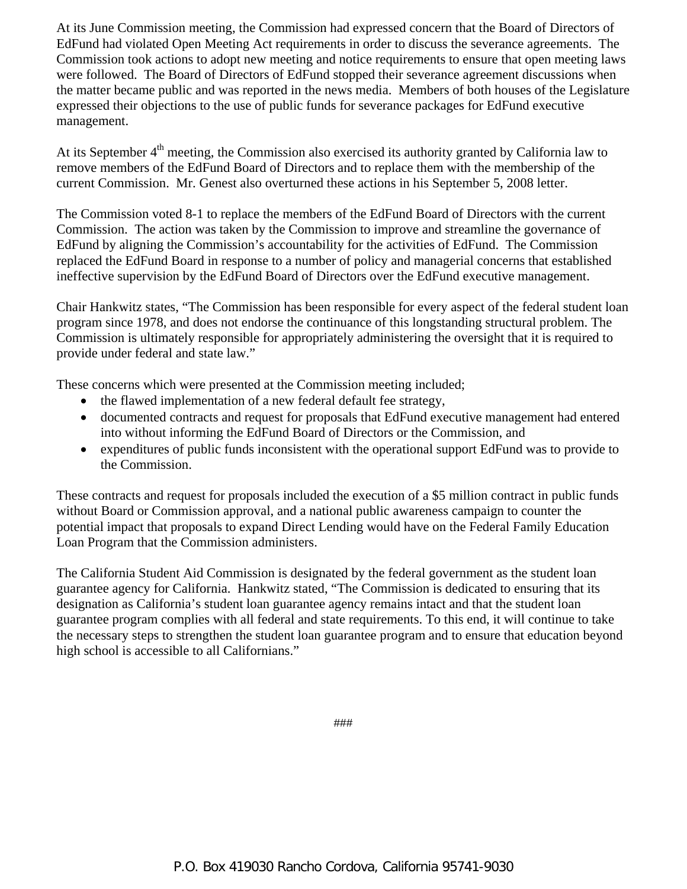At its June Commission meeting, the Commission had expressed concern that the Board of Directors of EdFund had violated Open Meeting Act requirements in order to discuss the severance agreements. The Commission took actions to adopt new meeting and notice requirements to ensure that open meeting laws were followed. The Board of Directors of EdFund stopped their severance agreement discussions when the matter became public and was reported in the news media. Members of both houses of the Legislature expressed their objections to the use of public funds for severance packages for EdFund executive management.

At its September 4th meeting, the Commission also exercised its authority granted by California law to remove members of the EdFund Board of Directors and to replace them with the membership of the current Commission. Mr. Genest also overturned these actions in his September 5, 2008 letter.

The Commission voted 8-1 to replace the members of the EdFund Board of Directors with the current Commission. The action was taken by the Commission to improve and streamline the governance of EdFund by aligning the Commission's accountability for the activities of EdFund. The Commission replaced the EdFund Board in response to a number of policy and managerial concerns that established ineffective supervision by the EdFund Board of Directors over the EdFund executive management.

Chair Hankwitz states, "The Commission has been responsible for every aspect of the federal student loan program since 1978, and does not endorse the continuance of this longstanding structural problem. The Commission is ultimately responsible for appropriately administering the oversight that it is required to provide under federal and state law."

These concerns which were presented at the Commission meeting included;

- the flawed implementation of a new federal default fee strategy,
- documented contracts and request for proposals that EdFund executive management had entered into without informing the EdFund Board of Directors or the Commission, and
- expenditures of public funds inconsistent with the operational support EdFund was to provide to the Commission.

These contracts and request for proposals included the execution of a $5 million contract in public funds without Board or Commission approval, and a national public awareness campaign to counter the potential impact that proposals to expand Direct Lending would have on the Federal Family Education Loan Program that the Commission administers.

The California Student Aid Commission is designated by the federal government as the student loan guarantee agency for California. Hankwitz stated, "The Commission is dedicated to ensuring that its designation as California's student loan guarantee agency remains intact and that the student loan guarantee program complies with all federal and state requirements. To this end, it will continue to take the necessary steps to strengthen the student loan guarantee program and to ensure that education beyond high school is accessible to all Californians."

###

P.O. Box 419030 Rancho Cordova, California 95741-9030